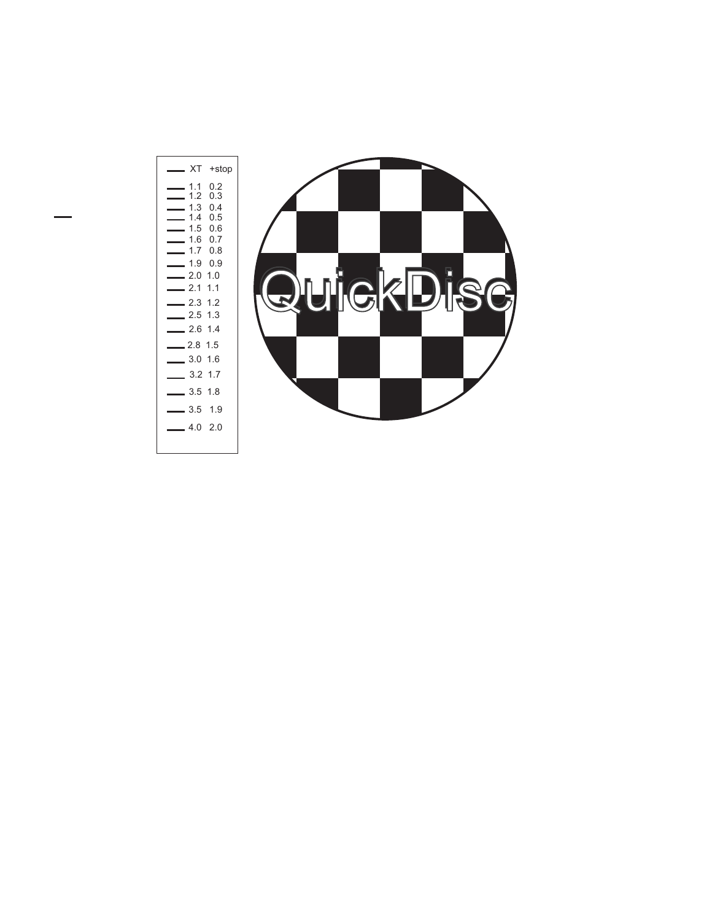| XT | +stop |
|---|---|
| 1.1 | 0.2 |
| 1.2 | 0.3 |
| 1.3 | 0.4 |
| 1.4 | 0.5 |
| 1.5 | 0.6 |
| 1.6 | 0.7 |
| 1.7 | 0.8 |
| 1.9 | 0.9 |
| 2.0 | 1.0 |
| 2.1 | 1.1 |
| 2.3 | 1.2 |
| 2.5 | 1.3 |
| 2.6 | 1.4 |
| 2.8 | 1.5 |
| 3.0 | 1.6 |
| 3.2 | 1.7 |
| 3.5 | 1.8 |
| 3.5 | 1.9 |
| 4.0 | 2.0 |

QuickDisc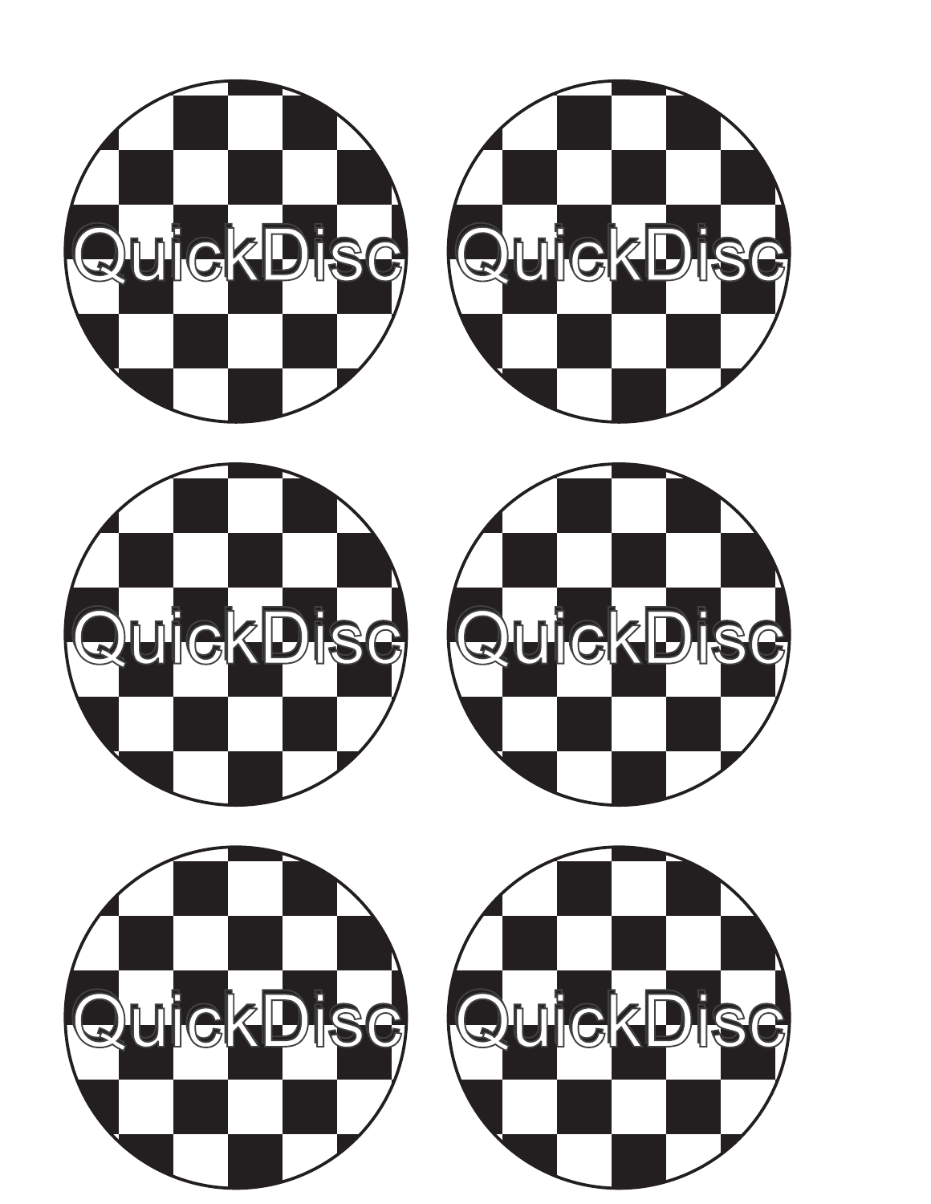QuickDisc

QuickDisc

QuickDisc

QuickDisc

QuickDisc

QuickDisc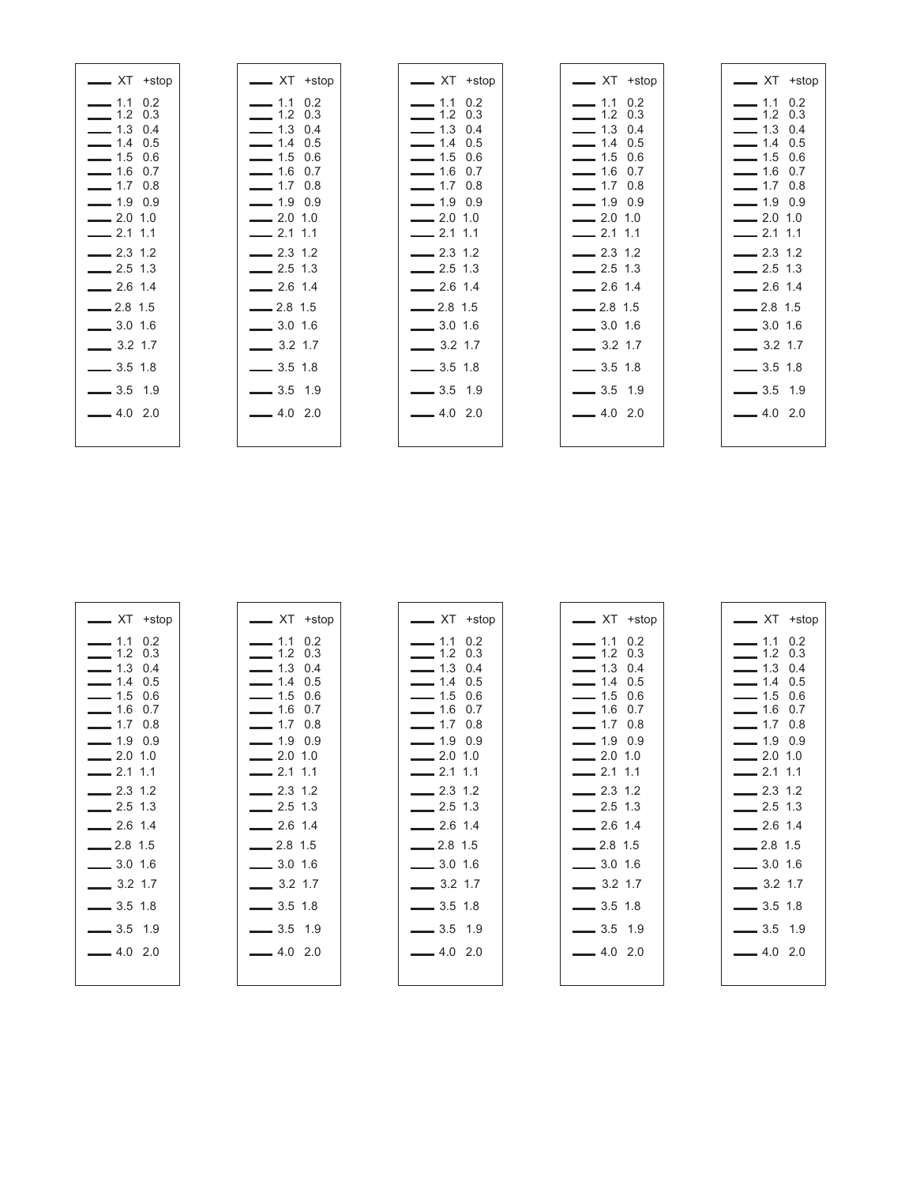| XT | +stop |
|---|---|
| 1.1 | 0.2 |
| 1.2 | 0.3 |
| 1.3 | 0.4 |
| 1.4 | 0.5 |
| 1.5 | 0.6 |
| 1.6 | 0.7 |
| 1.7 | 0.8 |
| 1.9 | 0.9 |
| 2.0 | 1.0 |
| 2.1 | 1.1 |
| 2.3 | 1.2 |
| 2.5 | 1.3 |
| 2.6 | 1.4 |
| 2.8 | 1.5 |
| 3.0 | 1.6 |
| 3.2 | 1.7 |
| 3.5 | 1.8 |
| 3.5 | 1.9 |
| 4.0 | 2.0 |

| XT | +stop |
|---|---|
| 1.1 | 0.2 |
| 1.2 | 0.3 |
| 1.3 | 0.4 |
| 1.4 | 0.5 |
| 1.5 | 0.6 |
| 1.6 | 0.7 |
| 1.7 | 0.8 |
| 1.9 | 0.9 |
| 2.0 | 1.0 |
| 2.1 | 1.1 |
| 2.3 | 1.2 |
| 2.5 | 1.3 |
| 2.6 | 1.4 |
| 2.8 | 1.5 |
| 3.0 | 1.6 |
| 3.2 | 1.7 |
| 3.5 | 1.8 |
| 3.5 | 1.9 |
| 4.0 | 2.0 |

| XT | +stop |
|---|---|
| 1.1 | 0.2 |
| 1.2 | 0.3 |
| 1.3 | 0.4 |
| 1.4 | 0.5 |
| 1.5 | 0.6 |
| 1.6 | 0.7 |
| 1.7 | 0.8 |
| 1.9 | 0.9 |
| 2.0 | 1.0 |
| 2.1 | 1.1 |
| 2.3 | 1.2 |
| 2.5 | 1.3 |
| 2.6 | 1.4 |
| 2.8 | 1.5 |
| 3.0 | 1.6 |
| 3.2 | 1.7 |
| 3.5 | 1.8 |
| 3.5 | 1.9 |
| 4.0 | 2.0 |

| XT | +stop |
|---|---|
| 1.1 | 0.2 |
| 1.2 | 0.3 |
| 1.3 | 0.4 |
| 1.4 | 0.5 |
| 1.5 | 0.6 |
| 1.6 | 0.7 |
| 1.7 | 0.8 |
| 1.9 | 0.9 |
| 2.0 | 1.0 |
| 2.1 | 1.1 |
| 2.3 | 1.2 |
| 2.5 | 1.3 |
| 2.6 | 1.4 |
| 2.8 | 1.5 |
| 3.0 | 1.6 |
| 3.2 | 1.7 |
| 3.5 | 1.8 |
| 3.5 | 1.9 |
| 4.0 | 2.0 |

| XT | +stop |
|---|---|
| 1.1 | 0.2 |
| 1.2 | 0.3 |
| 1.3 | 0.4 |
| 1.4 | 0.5 |
| 1.5 | 0.6 |
| 1.6 | 0.7 |
| 1.7 | 0.8 |
| 1.9 | 0.9 |
| 2.0 | 1.0 |
| 2.1 | 1.1 |
| 2.3 | 1.2 |
| 2.5 | 1.3 |
| 2.6 | 1.4 |
| 2.8 | 1.5 |
| 3.0 | 1.6 |
| 3.2 | 1.7 |
| 3.5 | 1.8 |
| 3.5 | 1.9 |
| 4.0 | 2.0 |

| XT | +stop |
|---|---|
| 1.1 | 0.2 |
| 1.2 | 0.3 |
| 1.3 | 0.4 |
| 1.4 | 0.5 |
| 1.5 | 0.6 |
| 1.6 | 0.7 |
| 1.7 | 0.8 |
| 1.9 | 0.9 |
| 2.0 | 1.0 |
| 2.1 | 1.1 |
| 2.3 | 1.2 |
| 2.5 | 1.3 |
| 2.6 | 1.4 |
| 2.8 | 1.5 |
| 3.0 | 1.6 |
| 3.2 | 1.7 |
| 3.5 | 1.8 |
| 3.5 | 1.9 |
| 4.0 | 2.0 |

| XT | +stop |
|---|---|
| 1.1 | 0.2 |
| 1.2 | 0.3 |
| 1.3 | 0.4 |
| 1.4 | 0.5 |
| 1.5 | 0.6 |
| 1.6 | 0.7 |
| 1.7 | 0.8 |
| 1.9 | 0.9 |
| 2.0 | 1.0 |
| 2.1 | 1.1 |
| 2.3 | 1.2 |
| 2.5 | 1.3 |
| 2.6 | 1.4 |
| 2.8 | 1.5 |
| 3.0 | 1.6 |
| 3.2 | 1.7 |
| 3.5 | 1.8 |
| 3.5 | 1.9 |
| 4.0 | 2.0 |

| XT | +stop |
|---|---|
| 1.1 | 0.2 |
| 1.2 | 0.3 |
| 1.3 | 0.4 |
| 1.4 | 0.5 |
| 1.5 | 0.6 |
| 1.6 | 0.7 |
| 1.7 | 0.8 |
| 1.9 | 0.9 |
| 2.0 | 1.0 |
| 2.1 | 1.1 |
| 2.3 | 1.2 |
| 2.5 | 1.3 |
| 2.6 | 1.4 |
| 2.8 | 1.5 |
| 3.0 | 1.6 |
| 3.2 | 1.7 |
| 3.5 | 1.8 |
| 3.5 | 1.9 |
| 4.0 | 2.0 |

| XT | +stop |
|---|---|
| 1.1 | 0.2 |
| 1.2 | 0.3 |
| 1.3 | 0.4 |
| 1.4 | 0.5 |
| 1.5 | 0.6 |
| 1.6 | 0.7 |
| 1.7 | 0.8 |
| 1.9 | 0.9 |
| 2.0 | 1.0 |
| 2.1 | 1.1 |
| 2.3 | 1.2 |
| 2.5 | 1.3 |
| 2.6 | 1.4 |
| 2.8 | 1.5 |
| 3.0 | 1.6 |
| 3.2 | 1.7 |
| 3.5 | 1.8 |
| 3.5 | 1.9 |
| 4.0 | 2.0 |

| XT | +stop |
|---|---|
| 1.1 | 0.2 |
| 1.2 | 0.3 |
| 1.3 | 0.4 |
| 1.4 | 0.5 |
| 1.5 | 0.6 |
| 1.6 | 0.7 |
| 1.7 | 0.8 |
| 1.9 | 0.9 |
| 2.0 | 1.0 |
| 2.1 | 1.1 |
| 2.3 | 1.2 |
| 2.5 | 1.3 |
| 2.6 | 1.4 |
| 2.8 | 1.5 |
| 3.0 | 1.6 |
| 3.2 | 1.7 |
| 3.5 | 1.8 |
| 3.5 | 1.9 |
| 4.0 | 2.0 |